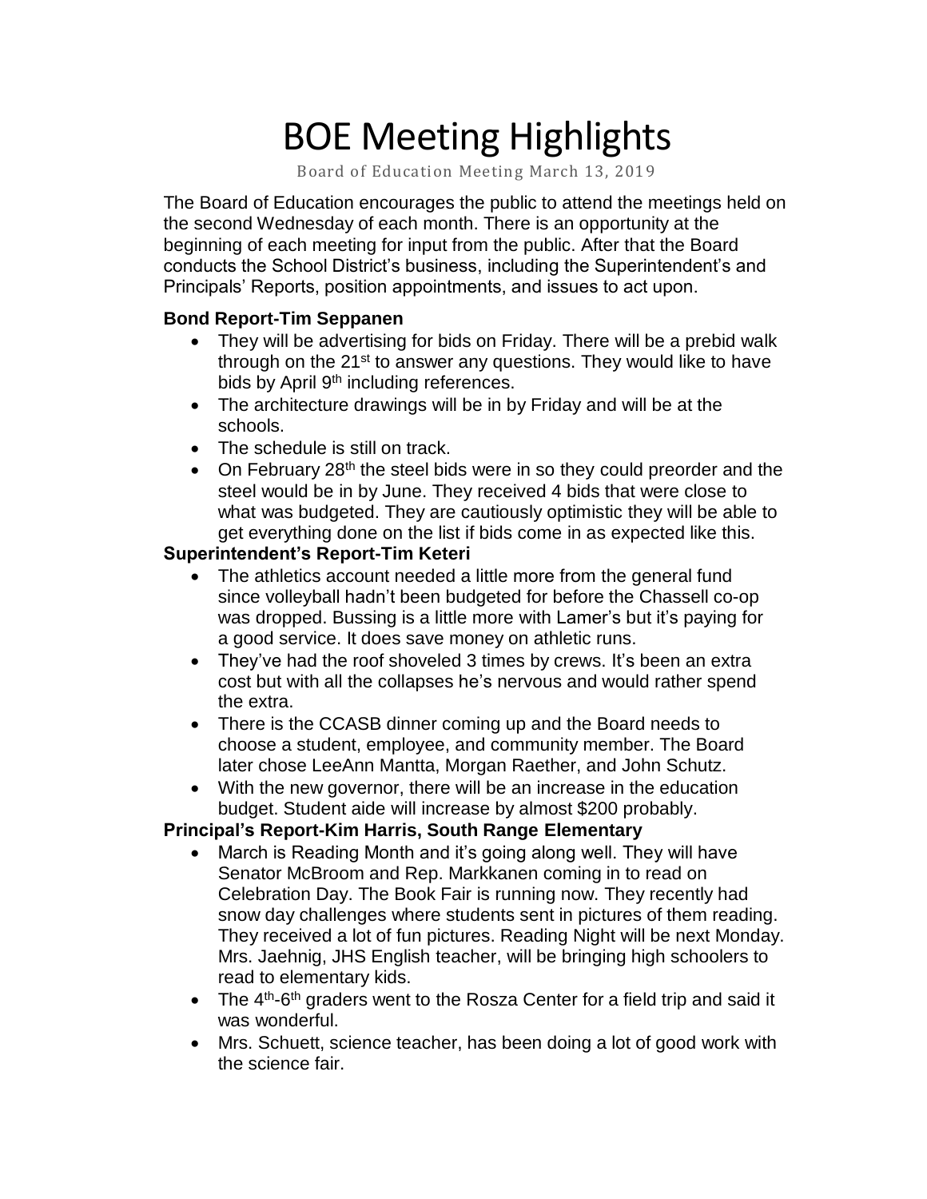# BOE Meeting Highlights

Board of Education Meeting March 13, 2019

The Board of Education encourages the public to attend the meetings held on the second Wednesday of each month. There is an opportunity at the beginning of each meeting for input from the public. After that the Board conducts the School District's business, including the Superintendent's and Principals' Reports, position appointments, and issues to act upon.

**Bond Report-Tim Seppanen**

- They will be advertising for bids on Friday. There will be a prebid walk through on the 21st to answer any questions. They would like to have bids by April 9th including references.
- The architecture drawings will be in by Friday and will be at the schools.
- The schedule is still on track.
- On February 28th the steel bids were in so they could preorder and the steel would be in by June. They received 4 bids that were close to what was budgeted. They are cautiously optimistic they will be able to get everything done on the list if bids come in as expected like this.

**Superintendent's Report-Tim Keteri**

- The athletics account needed a little more from the general fund since volleyball hadn't been budgeted for before the Chassell co-op was dropped. Bussing is a little more with Lamer's but it's paying for a good service. It does save money on athletic runs.
- They've had the roof shoveled 3 times by crews. It's been an extra cost but with all the collapses he's nervous and would rather spend the extra.
- There is the CCASB dinner coming up and the Board needs to choose a student, employee, and community member. The Board later chose LeeAnn Mantta, Morgan Raether, and John Schutz.
- With the new governor, there will be an increase in the education budget. Student aide will increase by almost $200 probably.

**Principal's Report-Kim Harris, South Range Elementary**

- March is Reading Month and it's going along well. They will have Senator McBroom and Rep. Markkanen coming in to read on Celebration Day. The Book Fair is running now. They recently had snow day challenges where students sent in pictures of them reading. They received a lot of fun pictures. Reading Night will be next Monday. Mrs. Jaehnig, JHS English teacher, will be bringing high schoolers to read to elementary kids.
- The 4th-6th graders went to the Rosza Center for a field trip and said it was wonderful.
- Mrs. Schuett, science teacher, has been doing a lot of good work with the science fair.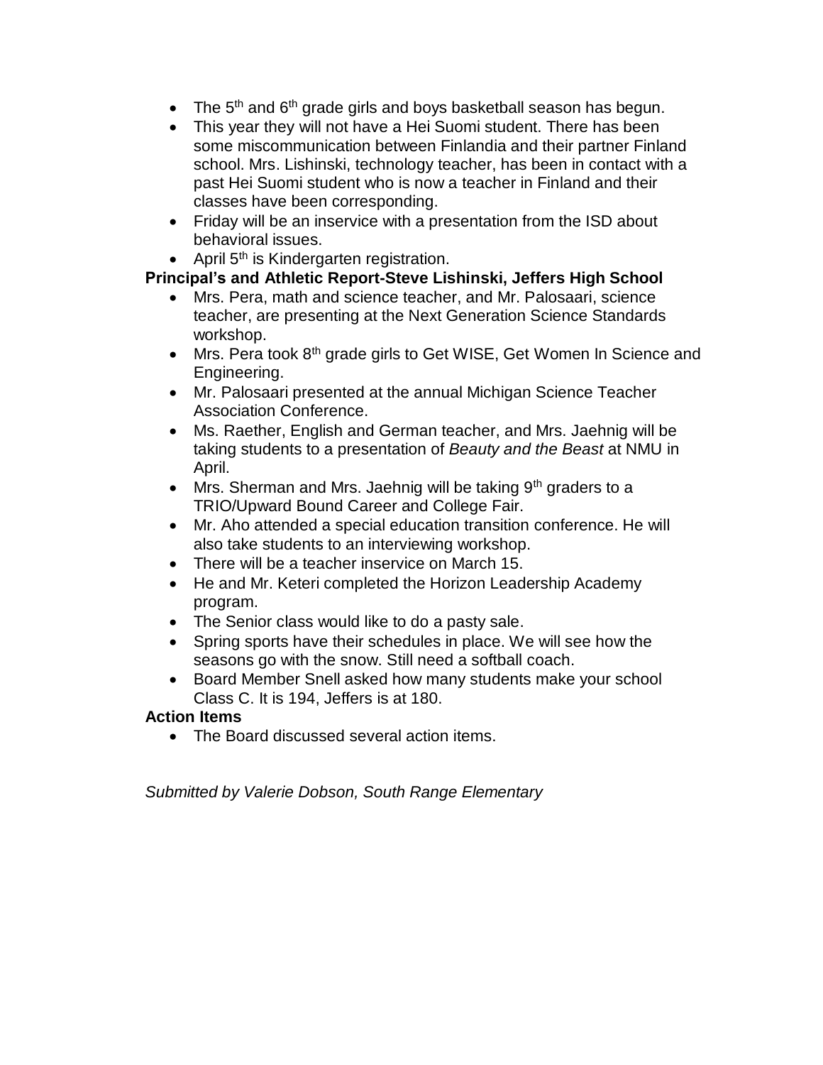- The 5th and 6th grade girls and boys basketball season has begun.
- This year they will not have a Hei Suomi student. There has been some miscommunication between Finlandia and their partner Finland school. Mrs. Lishinski, technology teacher, has been in contact with a past Hei Suomi student who is now a teacher in Finland and their classes have been corresponding.
- Friday will be an inservice with a presentation from the ISD about behavioral issues.
- April 5th is Kindergarten registration.

**Principal's and Athletic Report-Steve Lishinski, Jeffers High School**

- Mrs. Pera, math and science teacher, and Mr. Palosaari, science teacher, are presenting at the Next Generation Science Standards workshop.
- Mrs. Pera took 8th grade girls to Get WISE, Get Women In Science and Engineering.
- Mr. Palosaari presented at the annual Michigan Science Teacher Association Conference.
- Ms. Raether, English and German teacher, and Mrs. Jaehnig will be taking students to a presentation of *Beauty and the Beast* at NMU in April.
- Mrs. Sherman and Mrs. Jaehnig will be taking 9th graders to a TRIO/Upward Bound Career and College Fair.
- Mr. Aho attended a special education transition conference. He will also take students to an interviewing workshop.
- There will be a teacher inservice on March 15.
- He and Mr. Keteri completed the Horizon Leadership Academy program.
- The Senior class would like to do a pasty sale.
- Spring sports have their schedules in place. We will see how the seasons go with the snow. Still need a softball coach.
- Board Member Snell asked how many students make your school Class C. It is 194, Jeffers is at 180.

**Action Items**

- The Board discussed several action items.

*Submitted by Valerie Dobson, South Range Elementary*